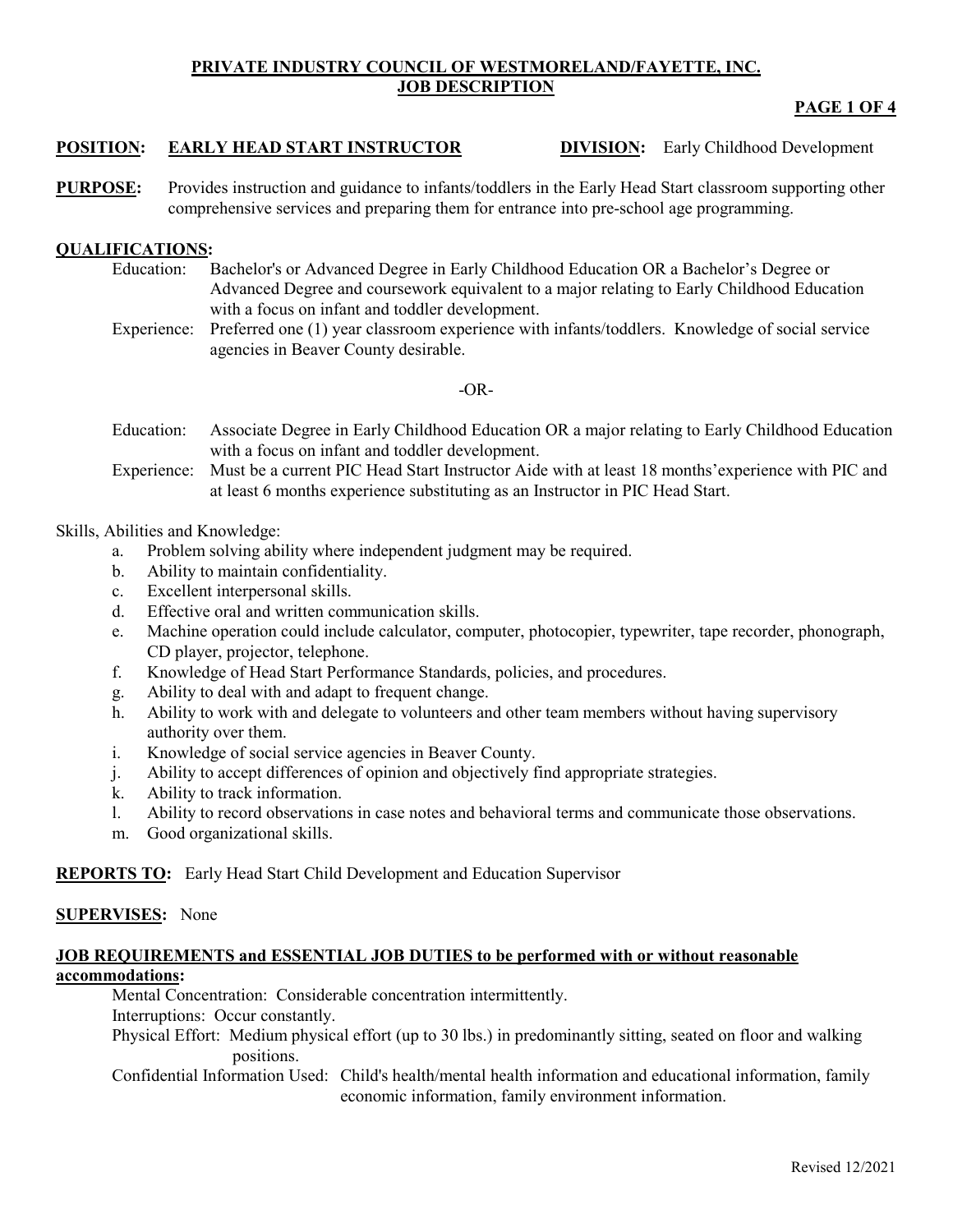**PRIVATE INDUSTRY COUNCIL OF WESTMORELAND/FAYETTE, INC.**
**JOB DESCRIPTION**

**POSITION:** **EARLY HEAD START INSTRUCTOR** **DIVISION:** Early Childhood Development

**PURPOSE:** Provides instruction and guidance to infants/toddlers in the Early Head Start classroom supporting other comprehensive services and preparing them for entrance into pre-school age programming.

**QUALIFICATIONS:**

Education: Bachelor's or Advanced Degree in Early Childhood Education OR a Bachelor's Degree or Advanced Degree and coursework equivalent to a major relating to Early Childhood Education with a focus on infant and toddler development.

Experience: Preferred one (1) year classroom experience with infants/toddlers. Knowledge of social service agencies in Beaver County desirable.

-OR-

Education: Associate Degree in Early Childhood Education OR a major relating to Early Childhood Education with a focus on infant and toddler development.

Experience: Must be a current PIC Head Start Instructor Aide with at least 18 months'experience with PIC and at least 6 months experience substituting as an Instructor in PIC Head Start.

Skills, Abilities and Knowledge:

a. Problem solving ability where independent judgment may be required.
b. Ability to maintain confidentiality.
c. Excellent interpersonal skills.
d. Effective oral and written communication skills.
e. Machine operation could include calculator, computer, photocopier, typewriter, tape recorder, phonograph, CD player, projector, telephone.
f. Knowledge of Head Start Performance Standards, policies, and procedures.
g. Ability to deal with and adapt to frequent change.
h. Ability to work with and delegate to volunteers and other team members without having supervisory authority over them.
i. Knowledge of social service agencies in Beaver County.
j. Ability to accept differences of opinion and objectively find appropriate strategies.
k. Ability to track information.
l. Ability to record observations in case notes and behavioral terms and communicate those observations.
m. Good organizational skills.

**REPORTS TO:** Early Head Start Child Development and Education Supervisor

**SUPERVISES:** None

**JOB REQUIREMENTS and ESSENTIAL JOB DUTIES to be performed with or without reasonable accommodations:**

Mental Concentration: Considerable concentration intermittently.

Interruptions: Occur constantly.

Physical Effort: Medium physical effort (up to 30 lbs.) in predominantly sitting, seated on floor and walking positions.

Confidential Information Used: Child's health/mental health information and educational information, family economic information, family environment information.

Revised 12/2021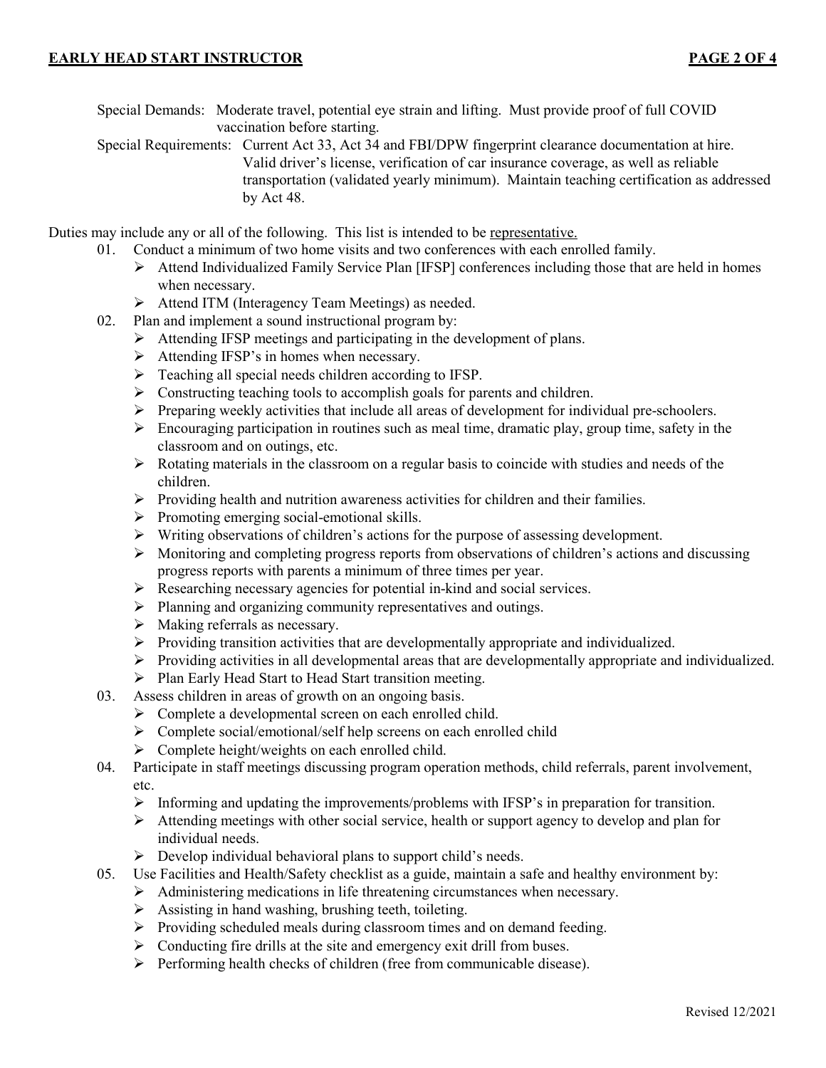Special Demands: Moderate travel, potential eye strain and lifting. Must provide proof of full COVID vaccination before starting.

Special Requirements: Current Act 33, Act 34 and FBI/DPW fingerprint clearance documentation at hire. Valid driver's license, verification of car insurance coverage, as well as reliable transportation (validated yearly minimum). Maintain teaching certification as addressed by Act 48.

Duties may include any or all of the following. This list is intended to be representative.

01. Conduct a minimum of two home visits and two conferences with each enrolled family.
    - Attend Individualized Family Service Plan [IFSP] conferences including those that are held in homes when necessary.
    - Attend ITM (Interagency Team Meetings) as needed.
02. Plan and implement a sound instructional program by:
    - Attending IFSP meetings and participating in the development of plans.
    - Attending IFSP's in homes when necessary.
    - Teaching all special needs children according to IFSP.
    - Constructing teaching tools to accomplish goals for parents and children.
    - Preparing weekly activities that include all areas of development for individual pre-schoolers.
    - Encouraging participation in routines such as meal time, dramatic play, group time, safety in the classroom and on outings, etc.
    - Rotating materials in the classroom on a regular basis to coincide with studies and needs of the children.
    - Providing health and nutrition awareness activities for children and their families.
    - Promoting emerging social-emotional skills.
    - Writing observations of children's actions for the purpose of assessing development.
    - Monitoring and completing progress reports from observations of children's actions and discussing progress reports with parents a minimum of three times per year.
    - Researching necessary agencies for potential in-kind and social services.
    - Planning and organizing community representatives and outings.
    - Making referrals as necessary.
    - Providing transition activities that are developmentally appropriate and individualized.
    - Providing activities in all developmental areas that are developmentally appropriate and individualized.
    - Plan Early Head Start to Head Start transition meeting.
03. Assess children in areas of growth on an ongoing basis.
    - Complete a developmental screen on each enrolled child.
    - Complete social/emotional/self help screens on each enrolled child
    - Complete height/weights on each enrolled child.
04. Participate in staff meetings discussing program operation methods, child referrals, parent involvement, etc.
    - Informing and updating the improvements/problems with IFSP's in preparation for transition.
    - Attending meetings with other social service, health or support agency to develop and plan for individual needs.
    - Develop individual behavioral plans to support child's needs.
05. Use Facilities and Health/Safety checklist as a guide, maintain a safe and healthy environment by:
    - Administering medications in life threatening circumstances when necessary.
    - Assisting in hand washing, brushing teeth, toileting.
    - Providing scheduled meals during classroom times and on demand feeding.
    - Conducting fire drills at the site and emergency exit drill from buses.
    - Performing health checks of children (free from communicable disease).

Revised 12/2021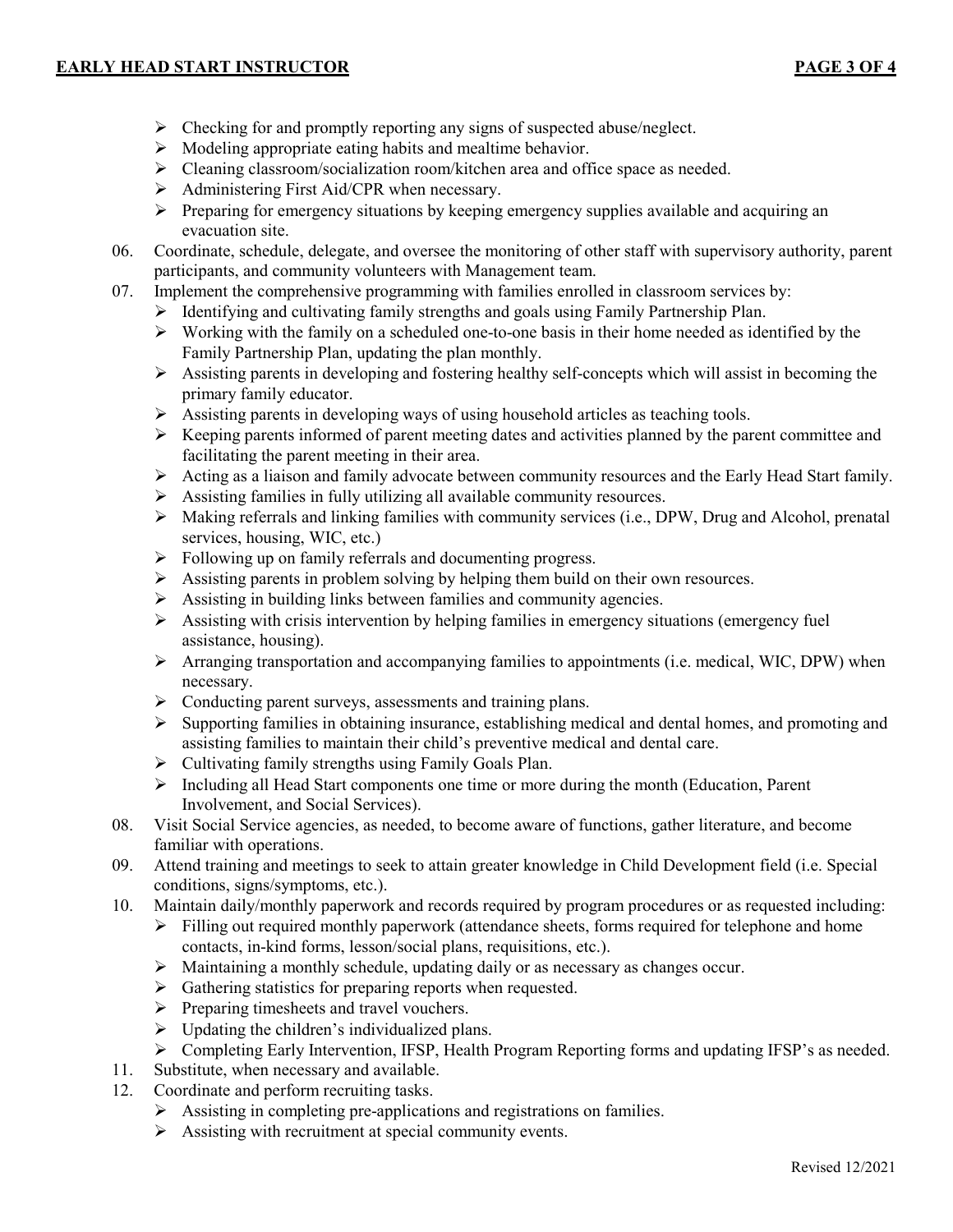- Checking for and promptly reporting any signs of suspected abuse/neglect.
- Modeling appropriate eating habits and mealtime behavior.
- Cleaning classroom/socialization room/kitchen area and office space as needed.
- Administering First Aid/CPR when necessary.
- Preparing for emergency situations by keeping emergency supplies available and acquiring an evacuation site.

06. Coordinate, schedule, delegate, and oversee the monitoring of other staff with supervisory authority, parent participants, and community volunteers with Management team.

07. Implement the comprehensive programming with families enrolled in classroom services by:
    - Identifying and cultivating family strengths and goals using Family Partnership Plan.
    - Working with the family on a scheduled one-to-one basis in their home needed as identified by the Family Partnership Plan, updating the plan monthly.
    - Assisting parents in developing and fostering healthy self-concepts which will assist in becoming the primary family educator.
    - Assisting parents in developing ways of using household articles as teaching tools.
    - Keeping parents informed of parent meeting dates and activities planned by the parent committee and facilitating the parent meeting in their area.
    - Acting as a liaison and family advocate between community resources and the Early Head Start family.
    - Assisting families in fully utilizing all available community resources.
    - Making referrals and linking families with community services (i.e., DPW, Drug and Alcohol, prenatal services, housing, WIC, etc.)
    - Following up on family referrals and documenting progress.
    - Assisting parents in problem solving by helping them build on their own resources.
    - Assisting in building links between families and community agencies.
    - Assisting with crisis intervention by helping families in emergency situations (emergency fuel assistance, housing).
    - Arranging transportation and accompanying families to appointments (i.e. medical, WIC, DPW) when necessary.
    - Conducting parent surveys, assessments and training plans.
    - Supporting families in obtaining insurance, establishing medical and dental homes, and promoting and assisting families to maintain their child's preventive medical and dental care.
    - Cultivating family strengths using Family Goals Plan.
    - Including all Head Start components one time or more during the month (Education, Parent Involvement, and Social Services).

08. Visit Social Service agencies, as needed, to become aware of functions, gather literature, and become familiar with operations.

09. Attend training and meetings to seek to attain greater knowledge in Child Development field (i.e. Special conditions, signs/symptoms, etc.).

10. Maintain daily/monthly paperwork and records required by program procedures or as requested including:
    - Filling out required monthly paperwork (attendance sheets, forms required for telephone and home contacts, in-kind forms, lesson/social plans, requisitions, etc.).
    - Maintaining a monthly schedule, updating daily or as necessary as changes occur.
    - Gathering statistics for preparing reports when requested.
    - Preparing timesheets and travel vouchers.
    - Updating the children's individualized plans.
    - Completing Early Intervention, IFSP, Health Program Reporting forms and updating IFSP's as needed.

11. Substitute, when necessary and available.

12. Coordinate and perform recruiting tasks.
    - Assisting in completing pre-applications and registrations on families.
    - Assisting with recruitment at special community events.

Revised 12/2021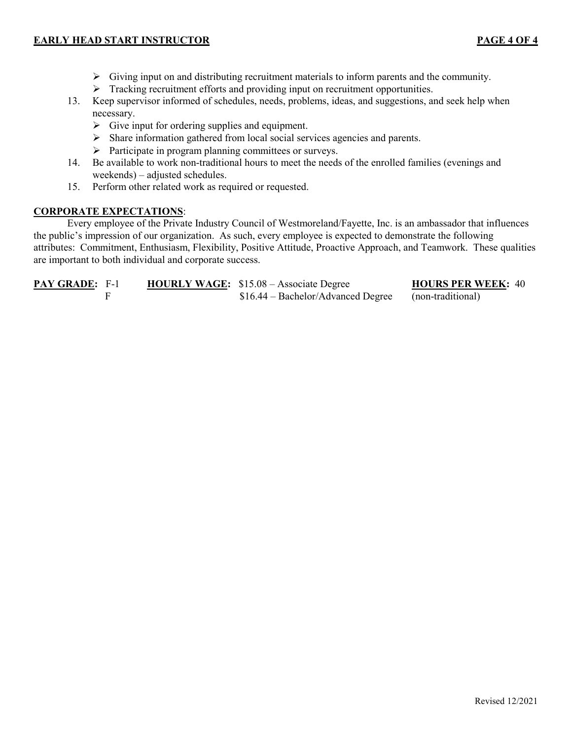- Giving input on and distributing recruitment materials to inform parents and the community.
- Tracking recruitment efforts and providing input on recruitment opportunities.

13. Keep supervisor informed of schedules, needs, problems, ideas, and suggestions, and seek help when necessary.
    - Give input for ordering supplies and equipment.
    - Share information gathered from local social services agencies and parents.
    - Participate in program planning committees or surveys.
14. Be available to work non-traditional hours to meet the needs of the enrolled families (evenings and weekends) – adjusted schedules.
15. Perform other related work as required or requested.

**CORPORATE EXPECTATIONS**:

Every employee of the Private Industry Council of Westmoreland/Fayette, Inc. is an ambassador that influences the public's impression of our organization. As such, every employee is expected to demonstrate the following attributes: Commitment, Enthusiasm, Flexibility, Positive Attitude, Proactive Approach, and Teamwork. These qualities are important to both individual and corporate success.

| | | | |
|---|---|---|---|
| **PAY GRADE:** F-1 F | **HOURLY WAGE:** | \$15.08 – Associate Degree<br>\$16.44 – Bachelor/Advanced Degree | **HOURS PER WEEK:** 40 (non-traditional) |

Revised 12/2021